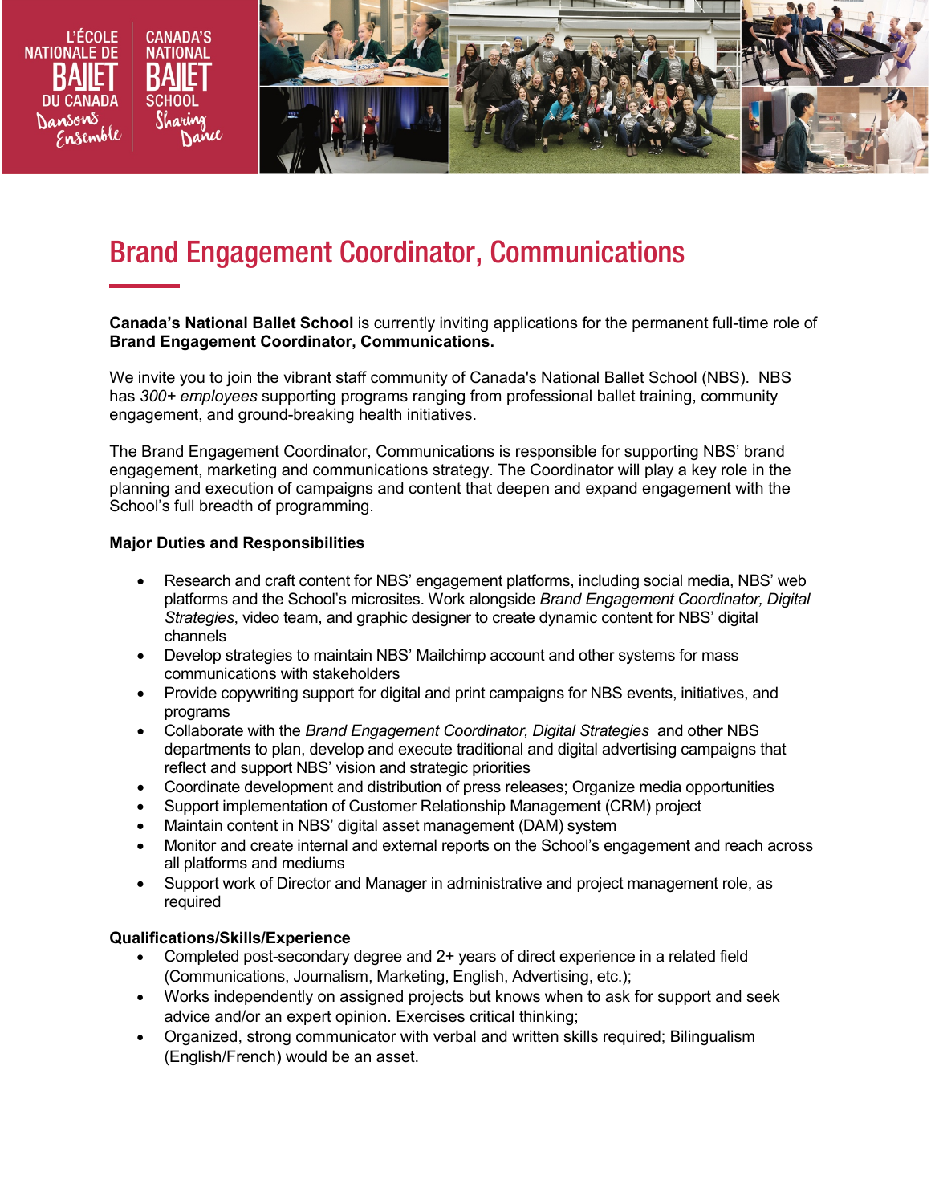# Brand Engagement Coordinator, Communications

**Canada's National Ballet School** is currently inviting applications for the permanent full-time role of **Brand Engagement Coordinator, Communications.**

We invite you to join the vibrant staff community of Canada's National Ballet School (NBS). NBS has *300+ employees* supporting programs ranging from professional ballet training, community engagement, and ground-breaking health initiatives.

The Brand Engagement Coordinator, Communications is responsible for supporting NBS' brand engagement, marketing and communications strategy. The Coordinator will play a key role in the planning and execution of campaigns and content that deepen and expand engagement with the School's full breadth of programming.

**Major Duties and Responsibilities**

- Research and craft content for NBS' engagement platforms, including social media, NBS' web platforms and the School's microsites. Work alongside *Brand Engagement Coordinator, Digital Strategies*, video team, and graphic designer to create dynamic content for NBS' digital channels
- Develop strategies to maintain NBS' Mailchimp account and other systems for mass communications with stakeholders
- Provide copywriting support for digital and print campaigns for NBS events, initiatives, and programs
- Collaborate with the *Brand Engagement Coordinator, Digital Strategies* and other NBS departments to plan, develop and execute traditional and digital advertising campaigns that reflect and support NBS' vision and strategic priorities
- Coordinate development and distribution of press releases; Organize media opportunities
- Support implementation of Customer Relationship Management (CRM) project
- Maintain content in NBS' digital asset management (DAM) system
- Monitor and create internal and external reports on the School's engagement and reach across all platforms and mediums
- Support work of Director and Manager in administrative and project management role, as required

**Qualifications/Skills/Experience**

- Completed post-secondary degree and 2+ years of direct experience in a related field (Communications, Journalism, Marketing, English, Advertising, etc.);
- Works independently on assigned projects but knows when to ask for support and seek advice and/or an expert opinion. Exercises critical thinking;
- Organized, strong communicator with verbal and written skills required; Bilingualism (English/French) would be an asset.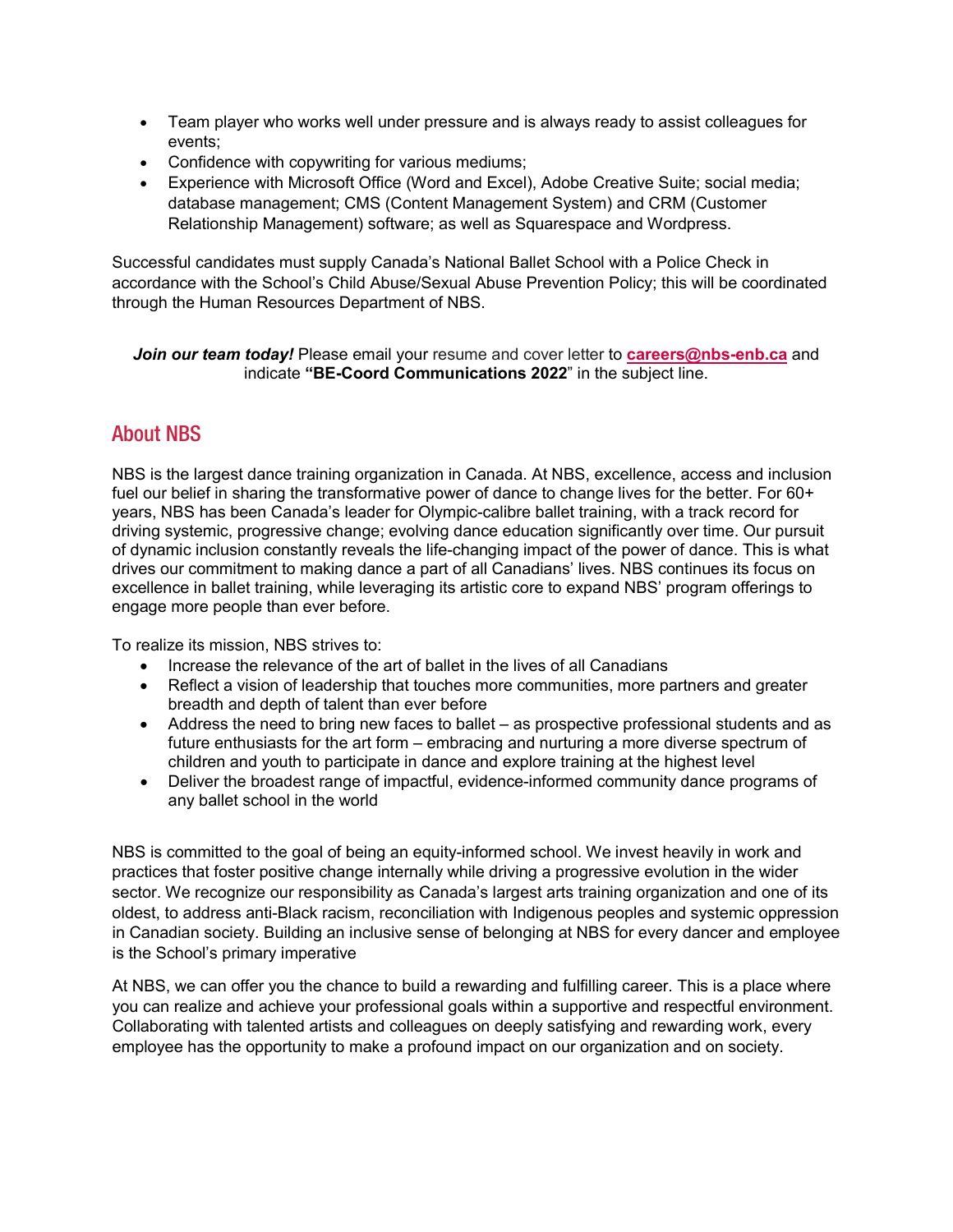- Team player who works well under pressure and is always ready to assist colleagues for events;
- Confidence with copywriting for various mediums;
- Experience with Microsoft Office (Word and Excel), Adobe Creative Suite; social media; database management; CMS (Content Management System) and CRM (Customer Relationship Management) software; as well as Squarespace and Wordpress.

Successful candidates must supply Canada's National Ballet School with a Police Check in accordance with the School's Child Abuse/Sexual Abuse Prevention Policy; this will be coordinated through the Human Resources Department of NBS.

***Join our team today!*** Please email your resume and cover letter to **careers@nbs-enb.ca** and indicate **"BE-Coord Communications 2022**" in the subject line.

## About NBS

NBS is the largest dance training organization in Canada. At NBS, excellence, access and inclusion fuel our belief in sharing the transformative power of dance to change lives for the better. For 60+ years, NBS has been Canada's leader for Olympic-calibre ballet training, with a track record for driving systemic, progressive change; evolving dance education significantly over time. Our pursuit of dynamic inclusion constantly reveals the life-changing impact of the power of dance. This is what drives our commitment to making dance a part of all Canadians' lives. NBS continues its focus on excellence in ballet training, while leveraging its artistic core to expand NBS' program offerings to engage more people than ever before.

To realize its mission, NBS strives to:

- Increase the relevance of the art of ballet in the lives of all Canadians
- Reflect a vision of leadership that touches more communities, more partners and greater breadth and depth of talent than ever before
- Address the need to bring new faces to ballet – as prospective professional students and as future enthusiasts for the art form – embracing and nurturing a more diverse spectrum of children and youth to participate in dance and explore training at the highest level
- Deliver the broadest range of impactful, evidence-informed community dance programs of any ballet school in the world

NBS is committed to the goal of being an equity-informed school. We invest heavily in work and practices that foster positive change internally while driving a progressive evolution in the wider sector. We recognize our responsibility as Canada's largest arts training organization and one of its oldest, to address anti-Black racism, reconciliation with Indigenous peoples and systemic oppression in Canadian society. Building an inclusive sense of belonging at NBS for every dancer and employee is the School's primary imperative

At NBS, we can offer you the chance to build a rewarding and fulfilling career. This is a place where you can realize and achieve your professional goals within a supportive and respectful environment. Collaborating with talented artists and colleagues on deeply satisfying and rewarding work, every employee has the opportunity to make a profound impact on our organization and on society.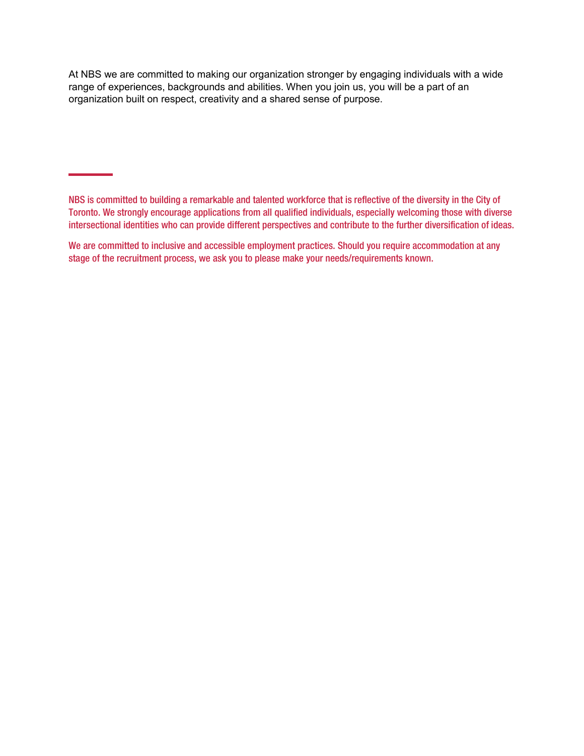At NBS we are committed to making our organization stronger by engaging individuals with a wide range of experiences, backgrounds and abilities. When you join us, you will be a part of an organization built on respect, creativity and a shared sense of purpose.

---

NBS is committed to building a remarkable and talented workforce that is reflective of the diversity in the City of Toronto. We strongly encourage applications from all qualified individuals, especially welcoming those with diverse intersectional identities who can provide different perspectives and contribute to the further diversification of ideas.

We are committed to inclusive and accessible employment practices. Should you require accommodation at any stage of the recruitment process, we ask you to please make your needs/requirements known.